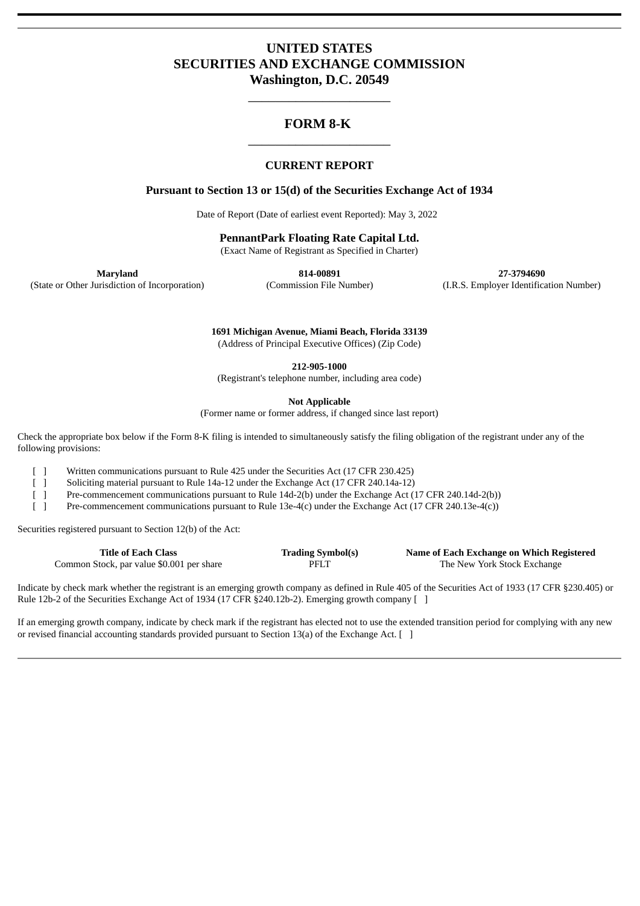# UNITED STATES
# SECURITIES AND EXCHANGE COMMISSION
# Washington, D.C. 20549

---

## FORM 8-K

---

### CURRENT REPORT

**Pursuant to Section 13 or 15(d) of the Securities Exchange Act of 1934**

Date of Report (Date of earliest event Reported): May 3, 2022

**PennantPark Floating Rate Capital Ltd.**
(Exact Name of Registrant as Specified in Charter)

| **Maryland** | **814-00891** | **27-3794690** |
|---|---|---|
| (State or Other Jurisdiction of Incorporation) | (Commission File Number) | (I.R.S. Employer Identification Number) |

**1691 Michigan Avenue, Miami Beach, Florida 33139**
(Address of Principal Executive Offices) (Zip Code)

**212-905-1000**
(Registrant's telephone number, including area code)

**Not Applicable**
(Former name or former address, if changed since last report)

Check the appropriate box below if the Form 8-K filing is intended to simultaneously satisfy the filing obligation of the registrant under any of the following provisions:

[ ] Written communications pursuant to Rule 425 under the Securities Act (17 CFR 230.425)
[ ] Soliciting material pursuant to Rule 14a-12 under the Exchange Act (17 CFR 240.14a-12)
[ ] Pre-commencement communications pursuant to Rule 14d-2(b) under the Exchange Act (17 CFR 240.14d-2(b))
[ ] Pre-commencement communications pursuant to Rule 13e-4(c) under the Exchange Act (17 CFR 240.13e-4(c))

Securities registered pursuant to Section 12(b) of the Act:

| **Title of Each Class** | **Trading Symbol(s)** | **Name of Each Exchange on Which Registered** |
|---|---|---|
| Common Stock, par value $0.001 per share | PFLT | The New York Stock Exchange |

Indicate by check mark whether the registrant is an emerging growth company as defined in Rule 405 of the Securities Act of 1933 (17 CFR §230.405) or Rule 12b-2 of the Securities Exchange Act of 1934 (17 CFR §240.12b-2). Emerging growth company [ ]

If an emerging growth company, indicate by check mark if the registrant has elected not to use the extended transition period for complying with any new or revised financial accounting standards provided pursuant to Section 13(a) of the Exchange Act. [ ]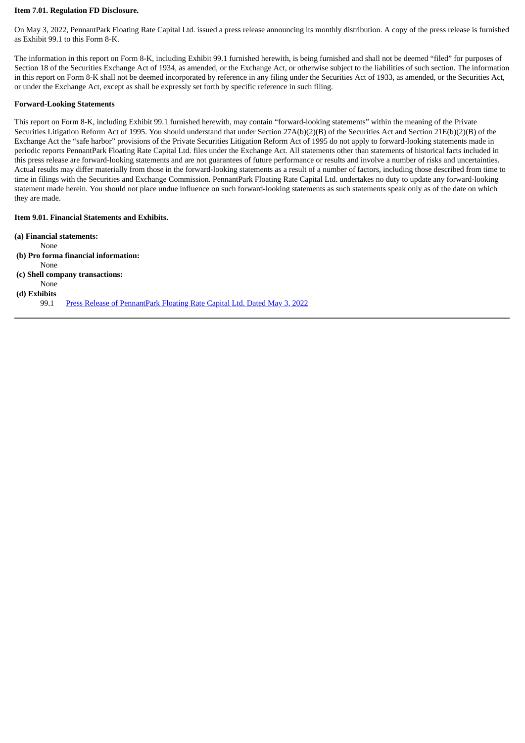**Item 7.01. Regulation FD Disclosure.**

On May 3, 2022, PennantPark Floating Rate Capital Ltd. issued a press release announcing its monthly distribution. A copy of the press release is furnished as Exhibit 99.1 to this Form 8-K.

The information in this report on Form 8-K, including Exhibit 99.1 furnished herewith, is being furnished and shall not be deemed "filed" for purposes of Section 18 of the Securities Exchange Act of 1934, as amended, or the Exchange Act, or otherwise subject to the liabilities of such section. The information in this report on Form 8-K shall not be deemed incorporated by reference in any filing under the Securities Act of 1933, as amended, or the Securities Act, or under the Exchange Act, except as shall be expressly set forth by specific reference in such filing.

**Forward-Looking Statements**

This report on Form 8-K, including Exhibit 99.1 furnished herewith, may contain "forward-looking statements" within the meaning of the Private Securities Litigation Reform Act of 1995. You should understand that under Section 27A(b)(2)(B) of the Securities Act and Section 21E(b)(2)(B) of the Exchange Act the "safe harbor" provisions of the Private Securities Litigation Reform Act of 1995 do not apply to forward-looking statements made in periodic reports PennantPark Floating Rate Capital Ltd. files under the Exchange Act. All statements other than statements of historical facts included in this press release are forward-looking statements and are not guarantees of future performance or results and involve a number of risks and uncertainties. Actual results may differ materially from those in the forward-looking statements as a result of a number of factors, including those described from time to time in filings with the Securities and Exchange Commission. PennantPark Floating Rate Capital Ltd. undertakes no duty to update any forward-looking statement made herein. You should not place undue influence on such forward-looking statements as such statements speak only as of the date on which they are made.

**Item 9.01. Financial Statements and Exhibits.**

**(a) Financial statements:**

None

**(b) Pro forma financial information:**

None

**(c) Shell company transactions:**

None

**(d) Exhibits**

99.1 Press Release of PennantPark Floating Rate Capital Ltd. Dated May 3, 2022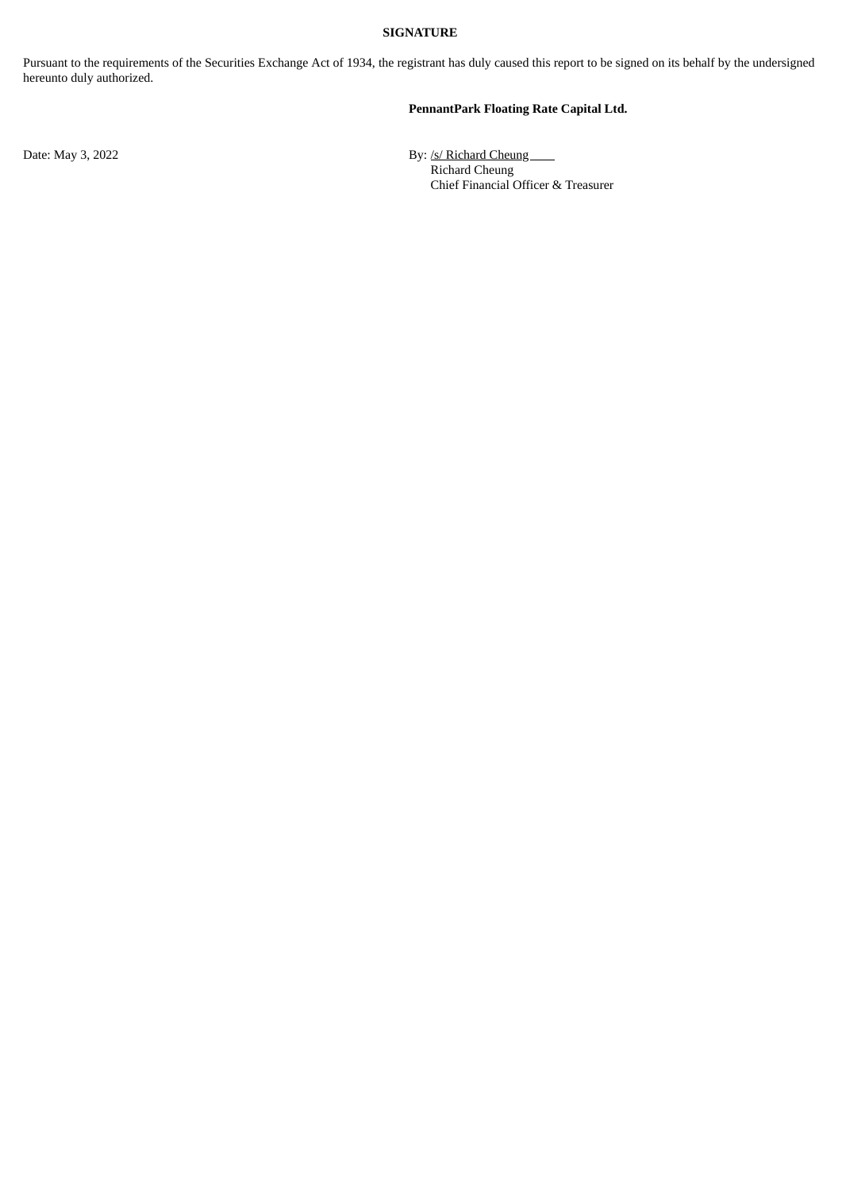**SIGNATURE**

Pursuant to the requirements of the Securities Exchange Act of 1934, the registrant has duly caused this report to be signed on its behalf by the undersigned hereunto duly authorized.

**PennantPark Floating Rate Capital Ltd.**

Date: May 3, 2022

By: /s/ Richard Cheung
Richard Cheung
Chief Financial Officer & Treasurer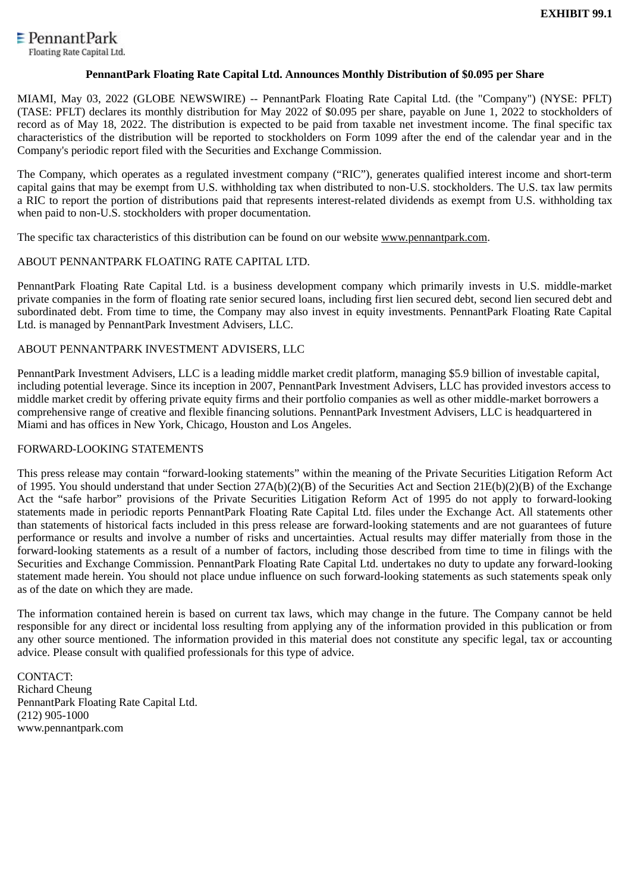**EXHIBIT 99.1**

PennantPark
Floating Rate Capital Ltd.

**PennantPark Floating Rate Capital Ltd. Announces Monthly Distribution of $0.095 per Share**

MIAMI, May 03, 2022 (GLOBE NEWSWIRE) -- PennantPark Floating Rate Capital Ltd. (the "Company") (NYSE: PFLT) (TASE: PFLT) declares its monthly distribution for May 2022 of $0.095 per share, payable on June 1, 2022 to stockholders of record as of May 18, 2022. The distribution is expected to be paid from taxable net investment income. The final specific tax characteristics of the distribution will be reported to stockholders on Form 1099 after the end of the calendar year and in the Company's periodic report filed with the Securities and Exchange Commission.

The Company, which operates as a regulated investment company ("RIC"), generates qualified interest income and short-term capital gains that may be exempt from U.S. withholding tax when distributed to non-U.S. stockholders. The U.S. tax law permits a RIC to report the portion of distributions paid that represents interest-related dividends as exempt from U.S. withholding tax when paid to non-U.S. stockholders with proper documentation.

The specific tax characteristics of this distribution can be found on our website www.pennantpark.com.

ABOUT PENNANTPARK FLOATING RATE CAPITAL LTD.

PennantPark Floating Rate Capital Ltd. is a business development company which primarily invests in U.S. middle-market private companies in the form of floating rate senior secured loans, including first lien secured debt, second lien secured debt and subordinated debt. From time to time, the Company may also invest in equity investments. PennantPark Floating Rate Capital Ltd. is managed by PennantPark Investment Advisers, LLC.

ABOUT PENNANTPARK INVESTMENT ADVISERS, LLC

PennantPark Investment Advisers, LLC is a leading middle market credit platform, managing $5.9 billion of investable capital, including potential leverage. Since its inception in 2007, PennantPark Investment Advisers, LLC has provided investors access to middle market credit by offering private equity firms and their portfolio companies as well as other middle-market borrowers a comprehensive range of creative and flexible financing solutions. PennantPark Investment Advisers, LLC is headquartered in Miami and has offices in New York, Chicago, Houston and Los Angeles.

FORWARD-LOOKING STATEMENTS

This press release may contain "forward-looking statements" within the meaning of the Private Securities Litigation Reform Act of 1995. You should understand that under Section 27A(b)(2)(B) of the Securities Act and Section 21E(b)(2)(B) of the Exchange Act the "safe harbor" provisions of the Private Securities Litigation Reform Act of 1995 do not apply to forward-looking statements made in periodic reports PennantPark Floating Rate Capital Ltd. files under the Exchange Act. All statements other than statements of historical facts included in this press release are forward-looking statements and are not guarantees of future performance or results and involve a number of risks and uncertainties. Actual results may differ materially from those in the forward-looking statements as a result of a number of factors, including those described from time to time in filings with the Securities and Exchange Commission. PennantPark Floating Rate Capital Ltd. undertakes no duty to update any forward-looking statement made herein. You should not place undue influence on such forward-looking statements as such statements speak only as of the date on which they are made.

The information contained herein is based on current tax laws, which may change in the future. The Company cannot be held responsible for any direct or incidental loss resulting from applying any of the information provided in this publication or from any other source mentioned. The information provided in this material does not constitute any specific legal, tax or accounting advice. Please consult with qualified professionals for this type of advice.

CONTACT:
Richard Cheung
PennantPark Floating Rate Capital Ltd.
(212) 905-1000
www.pennantpark.com